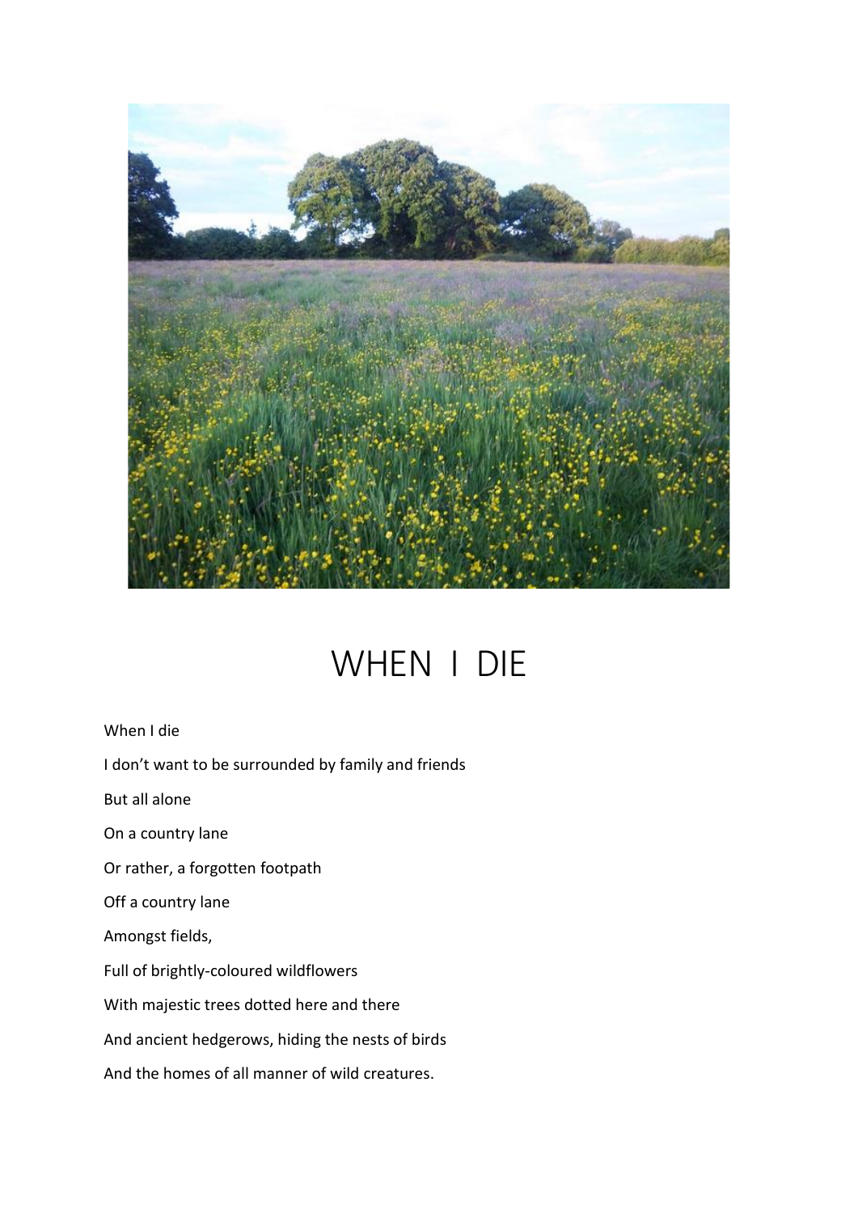# WHEN I DIE

When I die

I don't want to be surrounded by family and friends

But all alone

On a country lane

Or rather, a forgotten footpath

Off a country lane

Amongst fields,

Full of brightly-coloured wildflowers

With majestic trees dotted here and there

And ancient hedgerows, hiding the nests of birds

And the homes of all manner of wild creatures.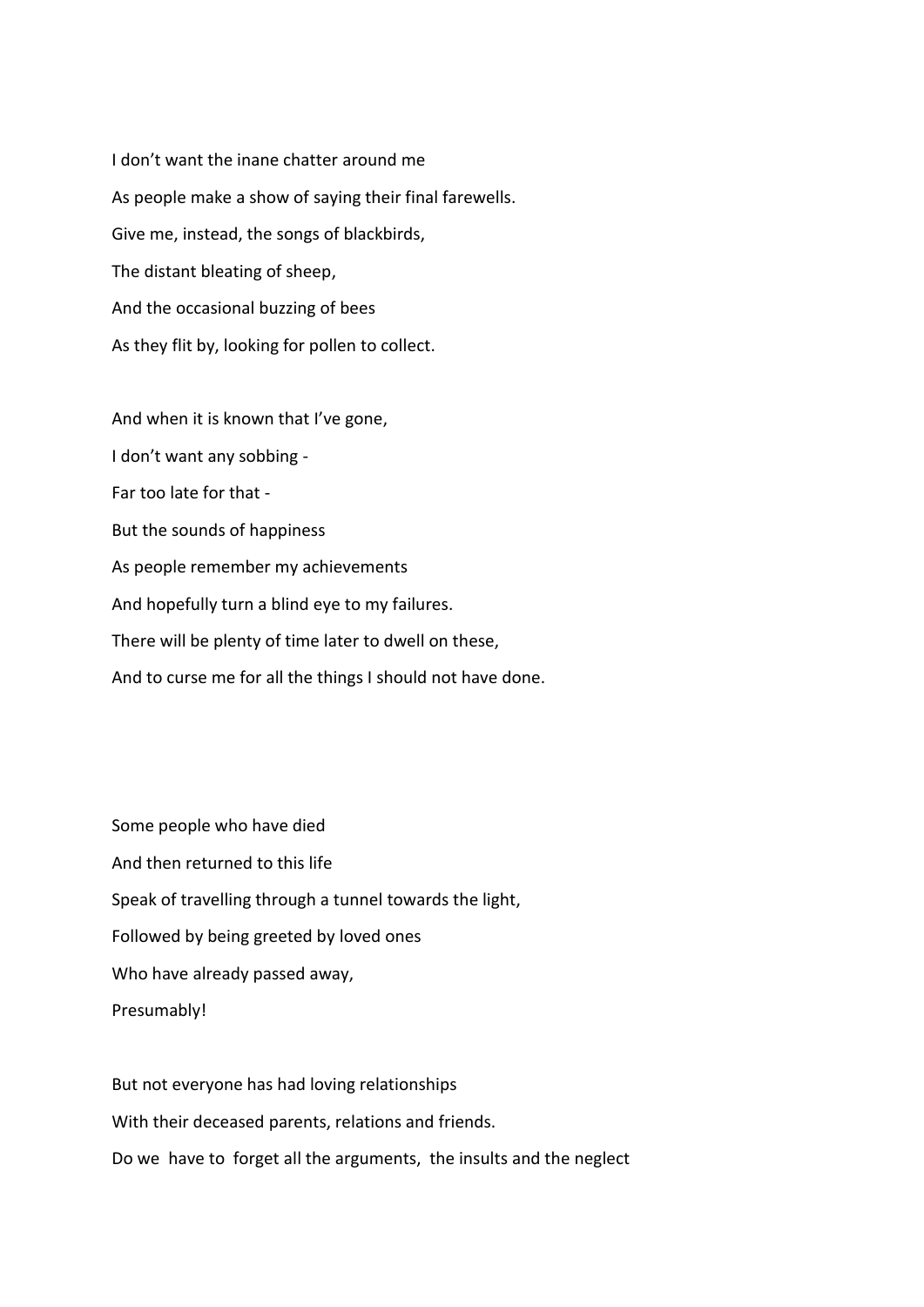I don't want the inane chatter around me  
As people make a show of saying their final farewells.  
Give me, instead, the songs of blackbirds,  
The distant bleating of sheep,  
And the occasional buzzing of bees  
As they flit by, looking for pollen to collect.

And when it is known that I've gone,  
I don't want any sobbing -  
Far too late for that -  
But the sounds of happiness  
As people remember my achievements  
And hopefully turn a blind eye to my failures.  
There will be plenty of time later to dwell on these,  
And to curse me for all the things I should not have done.

Some people who have died  
And then returned to this life  
Speak of travelling through a tunnel towards the light,  
Followed by being greeted by loved ones  
Who have already passed away,  
Presumably!

But not everyone has had loving relationships  
With their deceased parents, relations and friends.  
Do we have to forget all the arguments, the insults and the neglect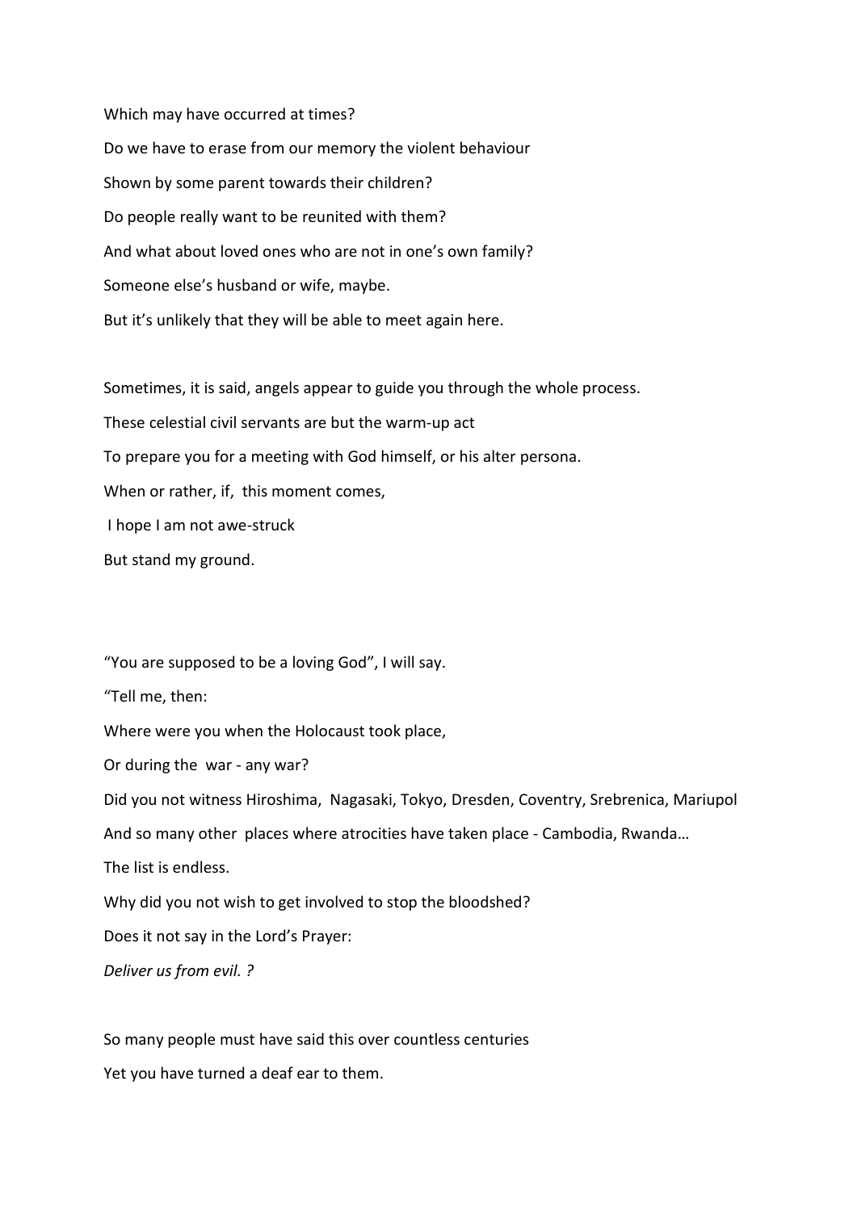Which may have occurred at times?

Do we have to erase from our memory the violent behaviour

Shown by some parent towards their children?

Do people really want to be reunited with them?

And what about loved ones who are not in one's own family?

Someone else's husband or wife, maybe.

But it's unlikely that they will be able to meet again here.

Sometimes, it is said, angels appear to guide you through the whole process.

These celestial civil servants are but the warm-up act

To prepare you for a meeting with God himself, or his alter persona.

When or rather, if, this moment comes,

I hope I am not awe-struck

But stand my ground.

"You are supposed to be a loving God", I will say.

"Tell me, then:

Where were you when the Holocaust took place,

Or during the war - any war?

Did you not witness Hiroshima, Nagasaki, Tokyo, Dresden, Coventry, Srebrenica, Mariupol

And so many other places where atrocities have taken place - Cambodia, Rwanda…

The list is endless.

Why did you not wish to get involved to stop the bloodshed?

Does it not say in the Lord's Prayer:

*Deliver us from evil. ?*

So many people must have said this over countless centuries

Yet you have turned a deaf ear to them.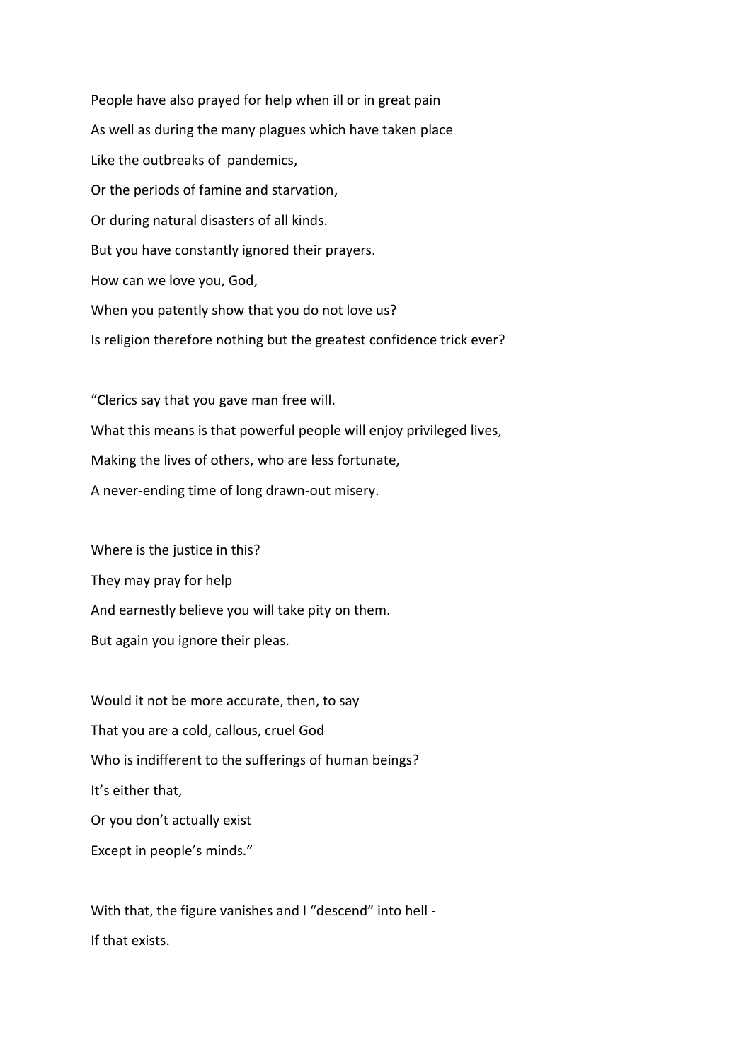People have also prayed for help when ill or in great pain
As well as during the many plagues which have taken place
Like the outbreaks of pandemics,
Or the periods of famine and starvation,
Or during natural disasters of all kinds.
But you have constantly ignored their prayers.
How can we love you, God,
When you patently show that you do not love us?
Is religion therefore nothing but the greatest confidence trick ever?

"Clerics say that you gave man free will.
What this means is that powerful people will enjoy privileged lives,
Making the lives of others, who are less fortunate,
A never-ending time of long drawn-out misery.

Where is the justice in this?
They may pray for help
And earnestly believe you will take pity on them.
But again you ignore their pleas.

Would it not be more accurate, then, to say
That you are a cold, callous, cruel God
Who is indifferent to the sufferings of human beings?
It's either that,
Or you don't actually exist
Except in people's minds."

With that, the figure vanishes and I "descend" into hell -
If that exists.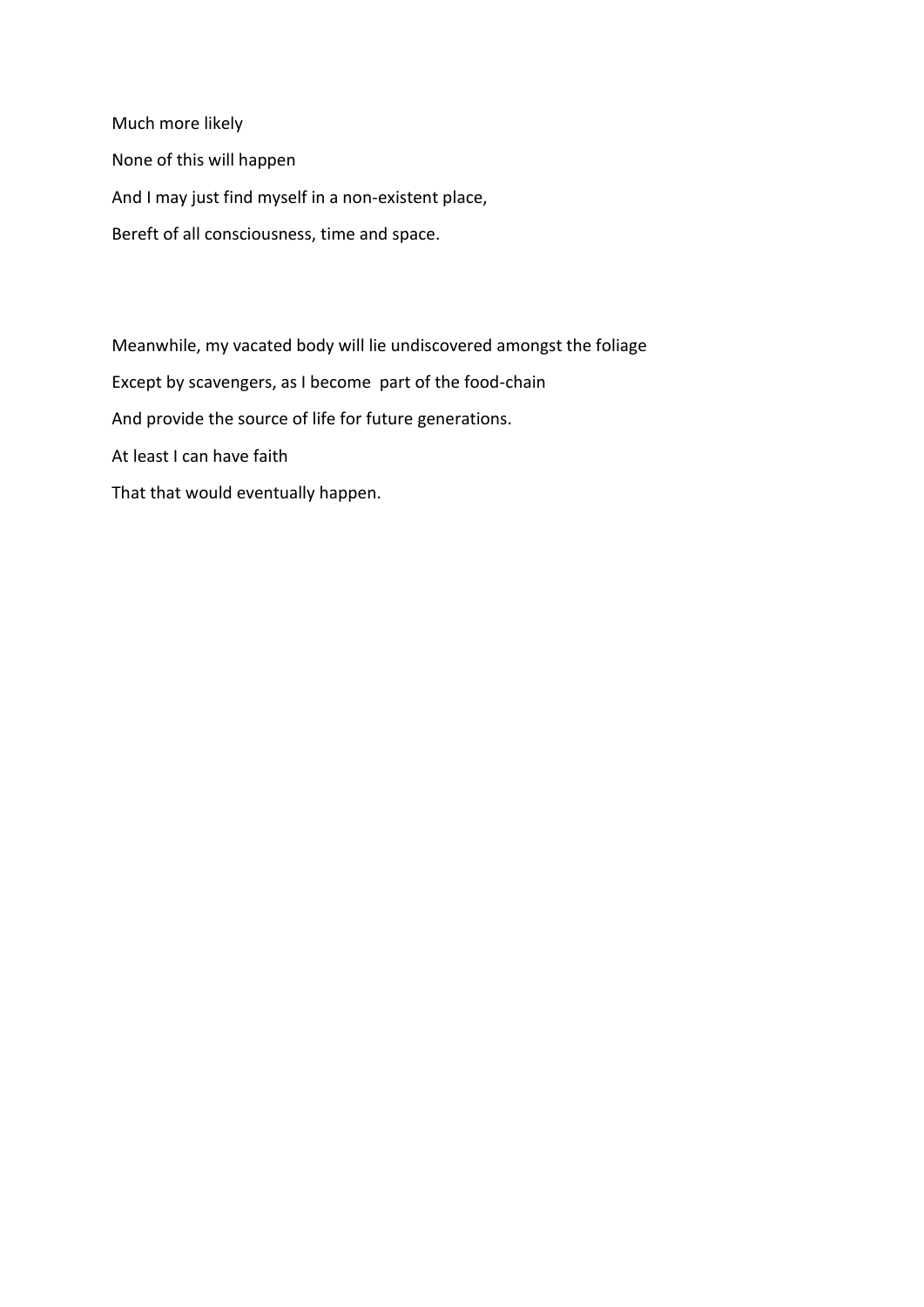Much more likely

None of this will happen

And I may just find myself in a non-existent place,

Bereft of all consciousness, time and space.

Meanwhile, my vacated body will lie undiscovered amongst the foliage

Except by scavengers, as I become  part of the food-chain

And provide the source of life for future generations.

At least I can have faith

That that would eventually happen.